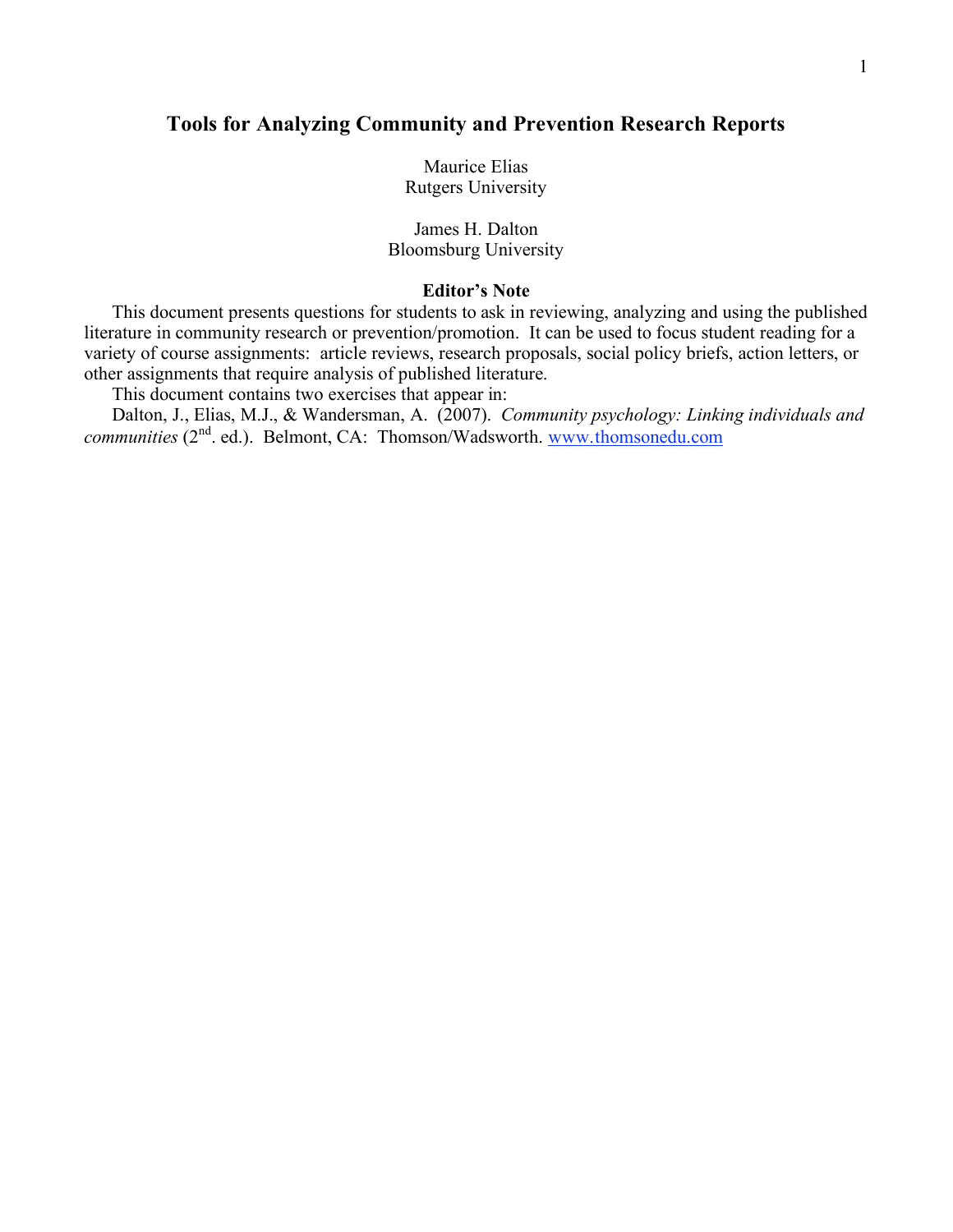# Tools for Analyzing Community and Prevention Research Reports

Maurice Elias
Rutgers University

James H. Dalton
Bloomsburg University

**Editor's Note**

This document presents questions for students to ask in reviewing, analyzing and using the published literature in community research or prevention/promotion. It can be used to focus student reading for a variety of course assignments: article reviews, research proposals, social policy briefs, action letters, or other assignments that require analysis of published literature.

This document contains two exercises that appear in:

Dalton, J., Elias, M.J., & Wandersman, A. (2007). *Community psychology: Linking individuals and communities* (2nd. ed.). Belmont, CA: Thomson/Wadsworth. [www.thomsonedu.com](http://www.thomsonedu.com)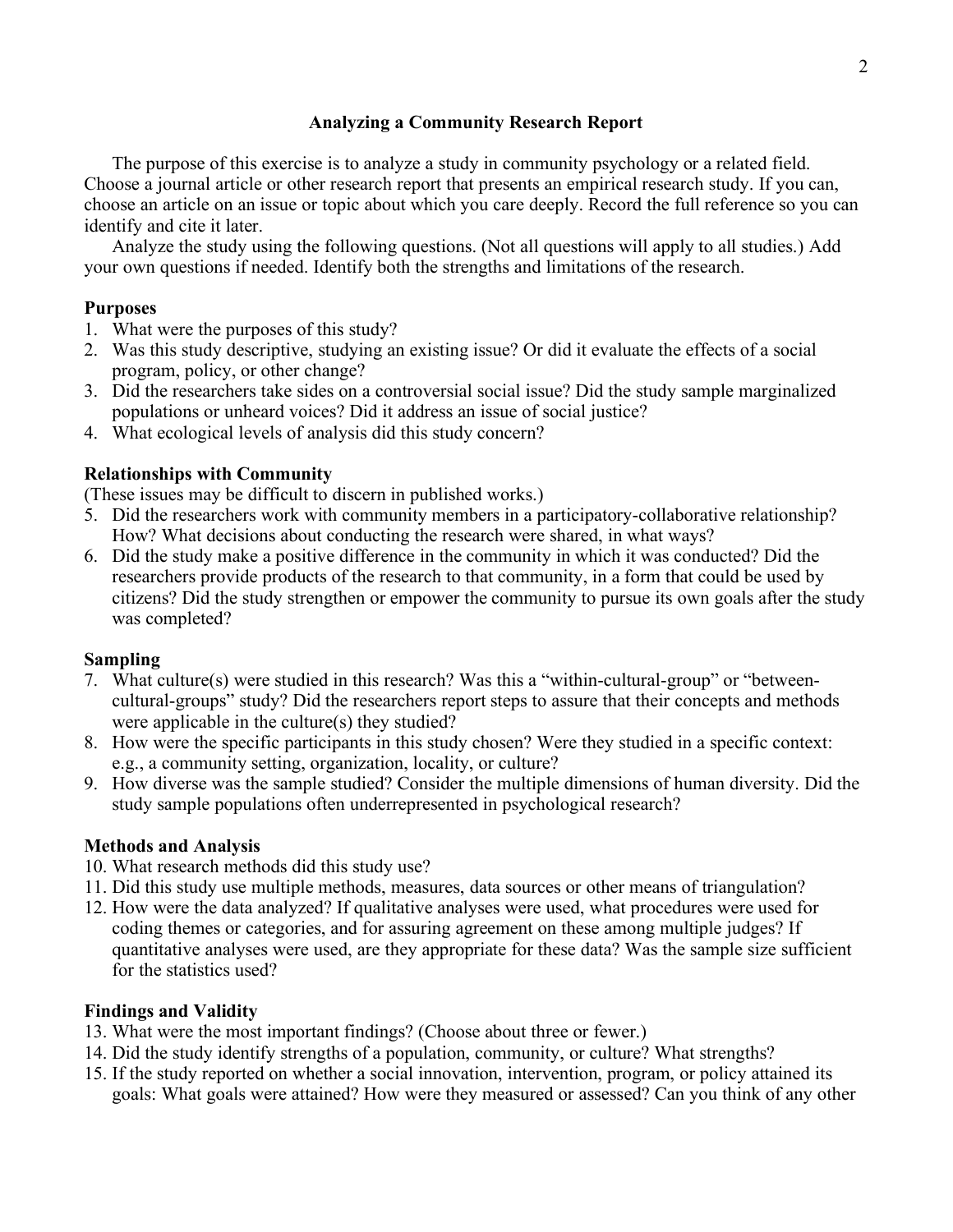## Analyzing a Community Research Report

The purpose of this exercise is to analyze a study in community psychology or a related field. Choose a journal article or other research report that presents an empirical research study. If you can, choose an article on an issue or topic about which you care deeply. Record the full reference so you can identify and cite it later.

Analyze the study using the following questions. (Not all questions will apply to all studies.) Add your own questions if needed. Identify both the strengths and limitations of the research.

### Purposes

1. What were the purposes of this study?
2. Was this study descriptive, studying an existing issue? Or did it evaluate the effects of a social program, policy, or other change?
3. Did the researchers take sides on a controversial social issue? Did the study sample marginalized populations or unheard voices? Did it address an issue of social justice?
4. What ecological levels of analysis did this study concern?

### Relationships with Community

(These issues may be difficult to discern in published works.)

5. Did the researchers work with community members in a participatory-collaborative relationship? How? What decisions about conducting the research were shared, in what ways?
6. Did the study make a positive difference in the community in which it was conducted? Did the researchers provide products of the research to that community, in a form that could be used by citizens? Did the study strengthen or empower the community to pursue its own goals after the study was completed?

### Sampling

7. What culture(s) were studied in this research? Was this a "within-cultural-group" or "between-cultural-groups" study? Did the researchers report steps to assure that their concepts and methods were applicable in the culture(s) they studied?
8. How were the specific participants in this study chosen? Were they studied in a specific context: e.g., a community setting, organization, locality, or culture?
9. How diverse was the sample studied? Consider the multiple dimensions of human diversity. Did the study sample populations often underrepresented in psychological research?

### Methods and Analysis

10. What research methods did this study use?
11. Did this study use multiple methods, measures, data sources or other means of triangulation?
12. How were the data analyzed? If qualitative analyses were used, what procedures were used for coding themes or categories, and for assuring agreement on these among multiple judges? If quantitative analyses were used, are they appropriate for these data? Was the sample size sufficient for the statistics used?

### Findings and Validity

13. What were the most important findings? (Choose about three or fewer.)
14. Did the study identify strengths of a population, community, or culture? What strengths?
15. If the study reported on whether a social innovation, intervention, program, or policy attained its goals: What goals were attained? How were they measured or assessed? Can you think of any other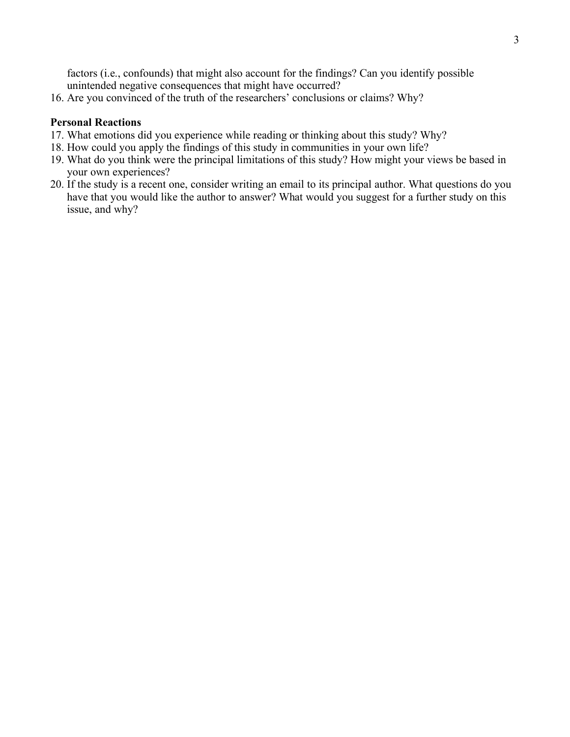factors (i.e., confounds) that might also account for the findings? Can you identify possible unintended negative consequences that might have occurred?

16. Are you convinced of the truth of the researchers' conclusions or claims? Why?

**Personal Reactions**

17. What emotions did you experience while reading or thinking about this study? Why?
18. How could you apply the findings of this study in communities in your own life?
19. What do you think were the principal limitations of this study? How might your views be based in your own experiences?
20. If the study is a recent one, consider writing an email to its principal author. What questions do you have that you would like the author to answer? What would you suggest for a further study on this issue, and why?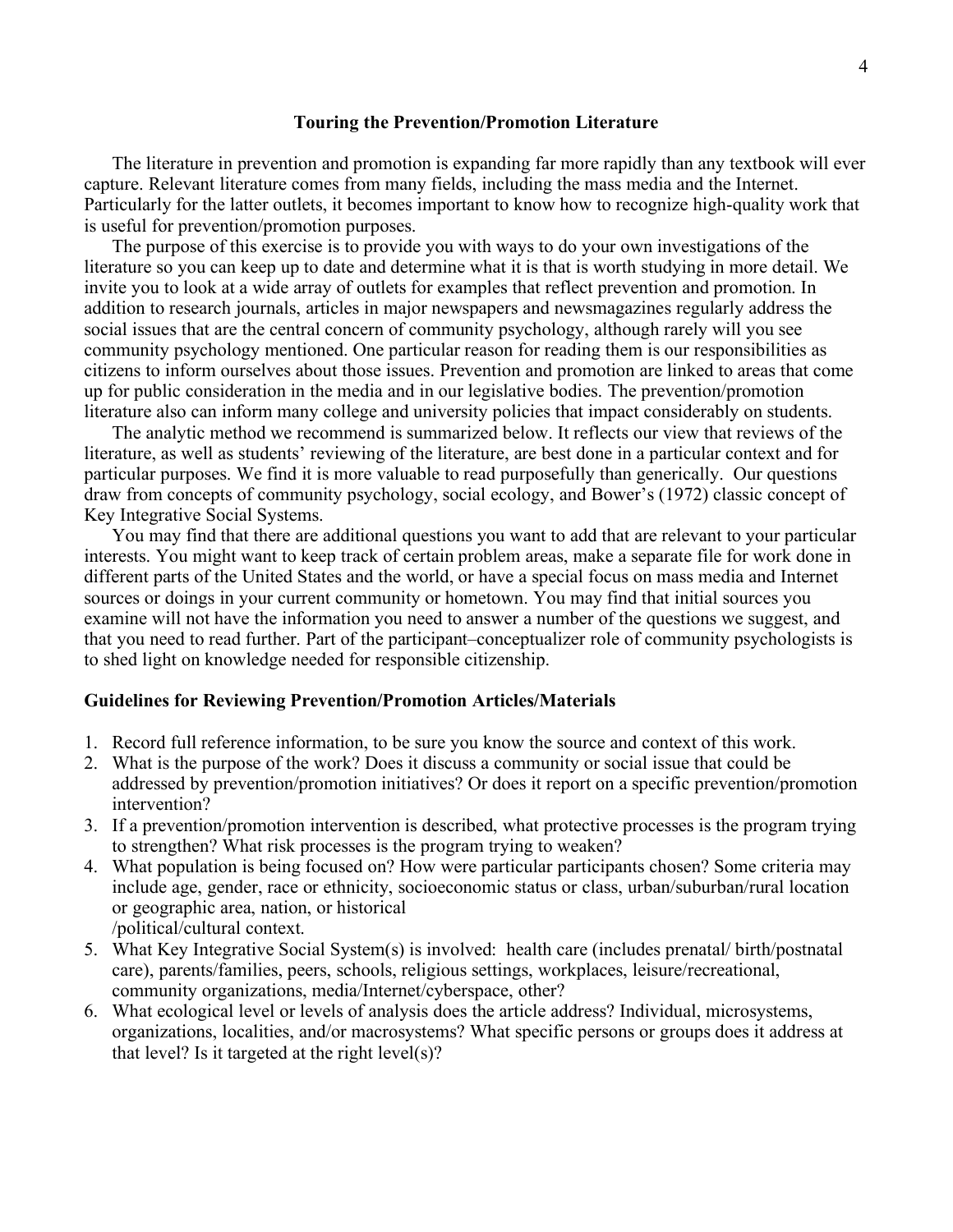## Touring the Prevention/Promotion Literature

The literature in prevention and promotion is expanding far more rapidly than any textbook will ever capture. Relevant literature comes from many fields, including the mass media and the Internet. Particularly for the latter outlets, it becomes important to know how to recognize high-quality work that is useful for prevention/promotion purposes.

The purpose of this exercise is to provide you with ways to do your own investigations of the literature so you can keep up to date and determine what it is that is worth studying in more detail. We invite you to look at a wide array of outlets for examples that reflect prevention and promotion. In addition to research journals, articles in major newspapers and newsmagazines regularly address the social issues that are the central concern of community psychology, although rarely will you see community psychology mentioned. One particular reason for reading them is our responsibilities as citizens to inform ourselves about those issues. Prevention and promotion are linked to areas that come up for public consideration in the media and in our legislative bodies. The prevention/promotion literature also can inform many college and university policies that impact considerably on students.

The analytic method we recommend is summarized below. It reflects our view that reviews of the literature, as well as students' reviewing of the literature, are best done in a particular context and for particular purposes. We find it is more valuable to read purposefully than generically. Our questions draw from concepts of community psychology, social ecology, and Bower's (1972) classic concept of Key Integrative Social Systems.

You may find that there are additional questions you want to add that are relevant to your particular interests. You might want to keep track of certain problem areas, make a separate file for work done in different parts of the United States and the world, or have a special focus on mass media and Internet sources or doings in your current community or hometown. You may find that initial sources you examine will not have the information you need to answer a number of the questions we suggest, and that you need to read further. Part of the participant–conceptualizer role of community psychologists is to shed light on knowledge needed for responsible citizenship.

### Guidelines for Reviewing Prevention/Promotion Articles/Materials

1. Record full reference information, to be sure you know the source and context of this work.
2. What is the purpose of the work? Does it discuss a community or social issue that could be addressed by prevention/promotion initiatives? Or does it report on a specific prevention/promotion intervention?
3. If a prevention/promotion intervention is described, what protective processes is the program trying to strengthen? What risk processes is the program trying to weaken?
4. What population is being focused on? How were particular participants chosen? Some criteria may include age, gender, race or ethnicity, socioeconomic status or class, urban/suburban/rural location or geographic area, nation, or historical /political/cultural context.
5. What Key Integrative Social System(s) is involved: health care (includes prenatal/ birth/postnatal care), parents/families, peers, schools, religious settings, workplaces, leisure/recreational, community organizations, media/Internet/cyberspace, other?
6. What ecological level or levels of analysis does the article address? Individual, microsystems, organizations, localities, and/or macrosystems? What specific persons or groups does it address at that level? Is it targeted at the right level(s)?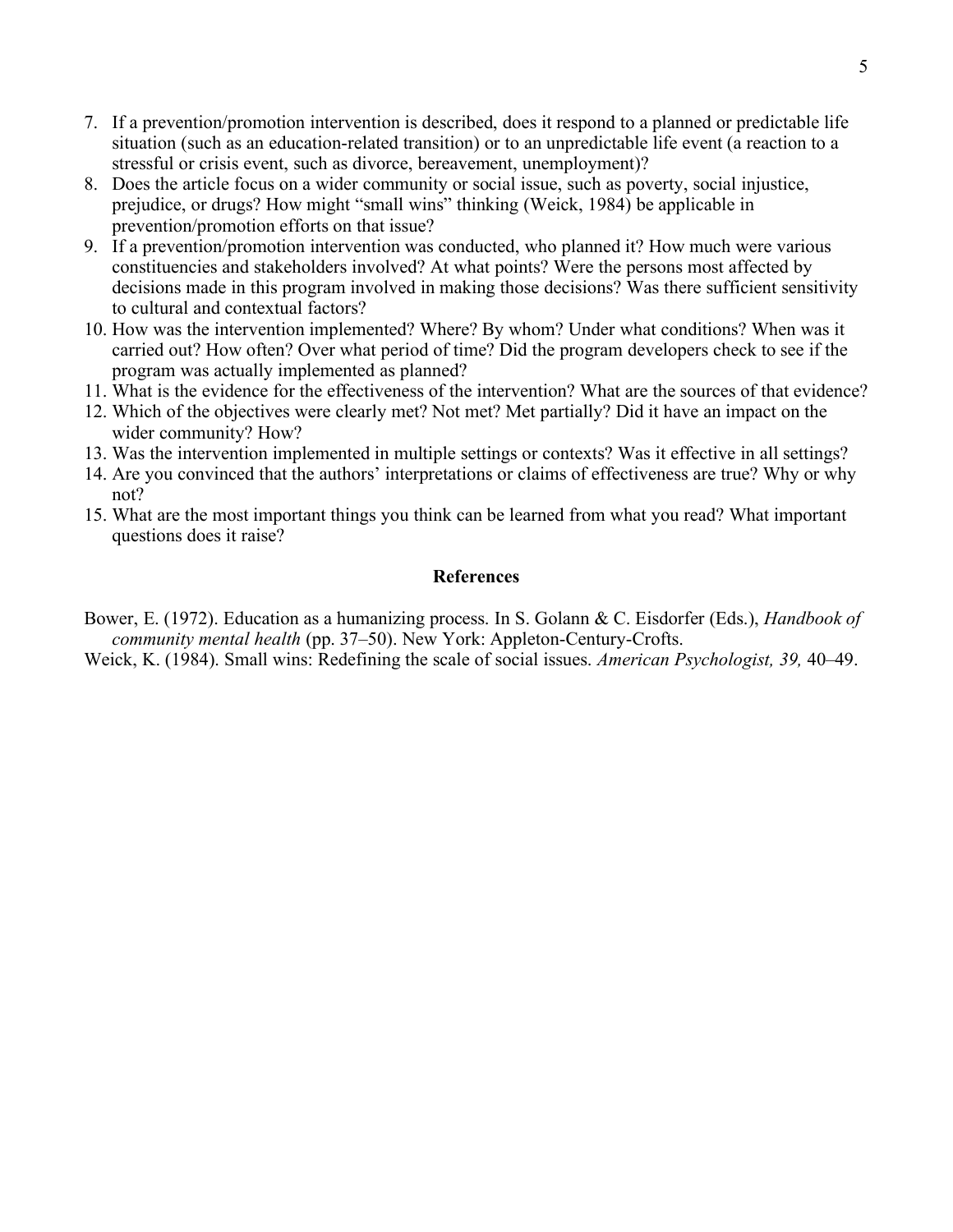7. If a prevention/promotion intervention is described, does it respond to a planned or predictable life situation (such as an education-related transition) or to an unpredictable life event (a reaction to a stressful or crisis event, such as divorce, bereavement, unemployment)?
8. Does the article focus on a wider community or social issue, such as poverty, social injustice, prejudice, or drugs? How might "small wins" thinking (Weick, 1984) be applicable in prevention/promotion efforts on that issue?
9. If a prevention/promotion intervention was conducted, who planned it? How much were various constituencies and stakeholders involved? At what points? Were the persons most affected by decisions made in this program involved in making those decisions? Was there sufficient sensitivity to cultural and contextual factors?
10. How was the intervention implemented? Where? By whom? Under what conditions? When was it carried out? How often? Over what period of time? Did the program developers check to see if the program was actually implemented as planned?
11. What is the evidence for the effectiveness of the intervention? What are the sources of that evidence?
12. Which of the objectives were clearly met? Not met? Met partially? Did it have an impact on the wider community? How?
13. Was the intervention implemented in multiple settings or contexts? Was it effective in all settings?
14. Are you convinced that the authors' interpretations or claims of effectiveness are true? Why or why not?
15. What are the most important things you think can be learned from what you read? What important questions does it raise?

## References

Bower, E. (1972). Education as a humanizing process. In S. Golann & C. Eisdorfer (Eds.), *Handbook of community mental health* (pp. 37–50). New York: Appleton-Century-Crofts.

Weick, K. (1984). Small wins: Redefining the scale of social issues. *American Psychologist, 39,* 40–49.